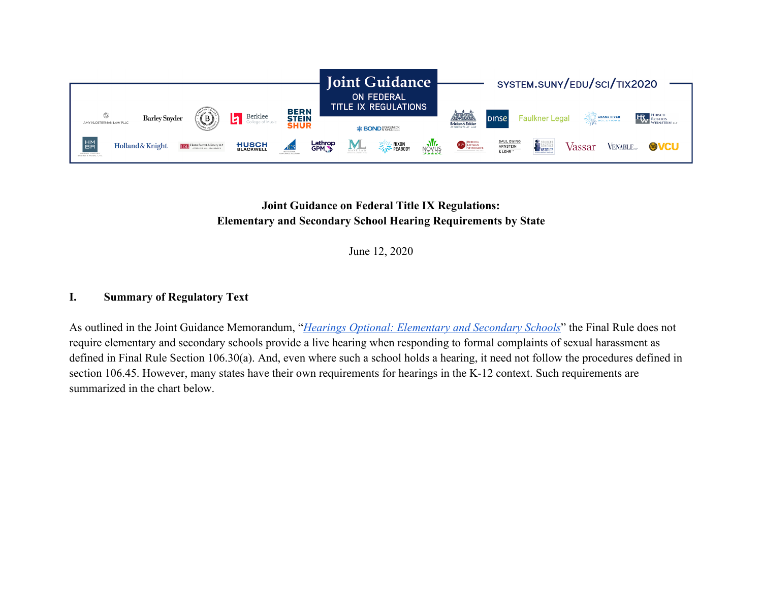# Joint Guidance on Federal Title IX Regulations

SYSTEM.SUNY/EDU/SCI/TIX2020

**Joint Guidance on Federal Title IX Regulations:**
**Elementary and Secondary School Hearing Requirements by State**

June 12, 2020

## I. Summary of Regulatory Text

As outlined in the Joint Guidance Memorandum, "*Hearings Optional: Elementary and Secondary Schools*" the Final Rule does not require elementary and secondary schools provide a live hearing when responding to formal complaints of sexual harassment as defined in Final Rule Section 106.30(a). And, even where such a school holds a hearing, it need not follow the procedures defined in section 106.45. However, many states have their own requirements for hearings in the K-12 context. Such requirements are summarized in the chart below.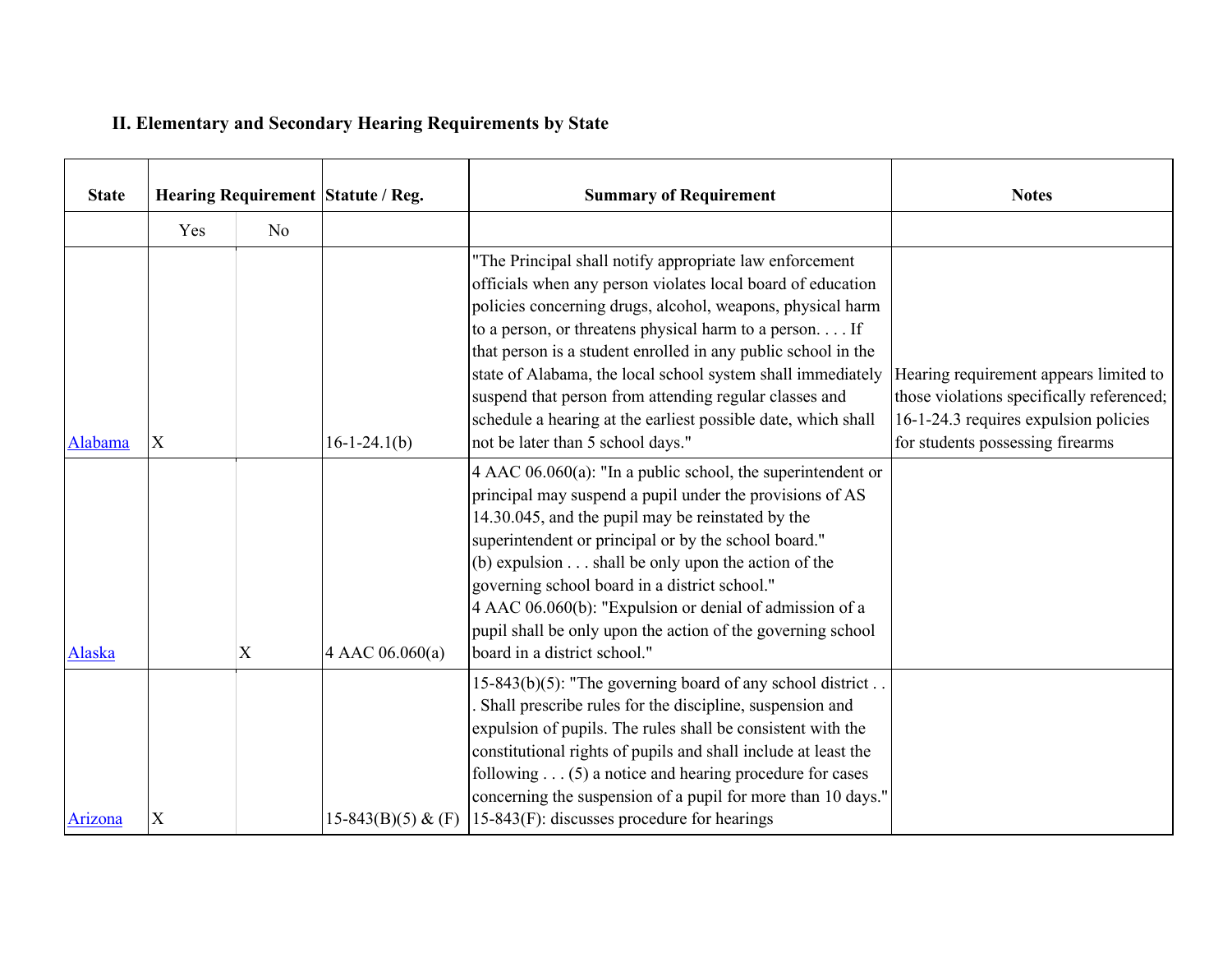## II. Elementary and Secondary Hearing Requirements by State

| State | Hearing Requirement | | Statute / Reg. | Summary of Requirement | Notes |
|---|---|---|---|---|---|
| | Yes | No | | | |
| [Alabama]() | X | | 16-1-24.1(b) | "The Principal shall notify appropriate law enforcement officials when any person violates local board of education policies concerning drugs, alcohol, weapons, physical harm to a person, or threatens physical harm to a person. . . . If that person is a student enrolled in any public school in the state of Alabama, the local school system shall immediately suspend that person from attending regular classes and schedule a hearing at the earliest possible date, which shall not be later than 5 school days." | Hearing requirement appears limited to those violations specifically referenced; 16-1-24.3 requires expulsion policies for students possessing firearms |
| [Alaska]() | | X | 4 AAC 06.060(a) | 4 AAC 06.060(a): "In a public school, the superintendent or principal may suspend a pupil under the provisions of AS 14.30.045, and the pupil may be reinstated by the superintendent or principal or by the school board." (b) expulsion . . . shall be only upon the action of the governing school board in a district school." 4 AAC 06.060(b): "Expulsion or denial of admission of a pupil shall be only upon the action of the governing school board in a district school." | |
| [Arizona]() | X | | 15-843(B)(5) & (F) | 15-843(b)(5): "The governing board of any school district . . . Shall prescribe rules for the discipline, suspension and expulsion of pupils. The rules shall be consistent with the constitutional rights of pupils and shall include at least the following . . . (5) a notice and hearing procedure for cases concerning the suspension of a pupil for more than 10 days." 15-843(F): discusses procedure for hearings | |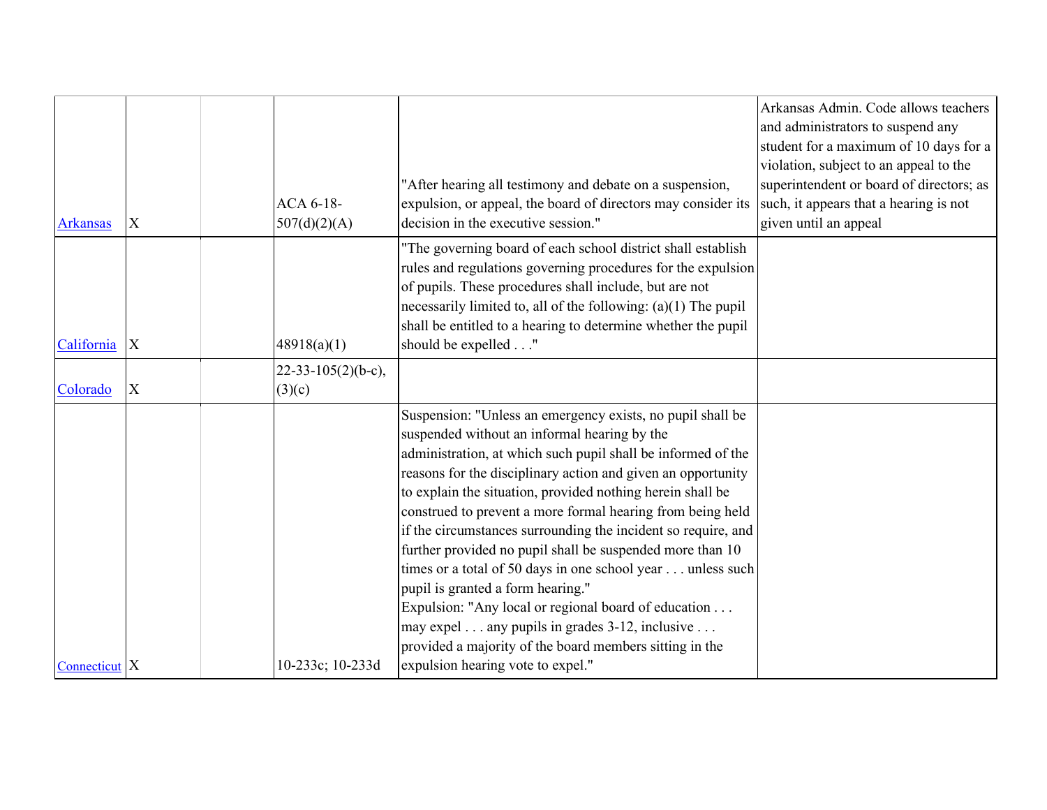| | | | | | |
|---|---|---|---|---|---|
| Arkansas | X | | ACA 6-18-507(d)(2)(A) | "After hearing all testimony and debate on a suspension, expulsion, or appeal, the board of directors may consider its decision in the executive session." | Arkansas Admin. Code allows teachers and administrators to suspend any student for a maximum of 10 days for a violation, subject to an appeal to the superintendent or board of directors; as such, it appears that a hearing is not given until an appeal |
| California | X | | 48918(a)(1) | "The governing board of each school district shall establish rules and regulations governing procedures for the expulsion of pupils. These procedures shall include, but are not necessarily limited to, all of the following: (a)(1) The pupil shall be entitled to a hearing to determine whether the pupil should be expelled . . ." | |
| Colorado | X | | 22-33-105(2)(b-c), (3)(c) | | |
| Connecticut | X | | 10-233c; 10-233d | Suspension: "Unless an emergency exists, no pupil shall be suspended without an informal hearing by the administration, at which such pupil shall be informed of the reasons for the disciplinary action and given an opportunity to explain the situation, provided nothing herein shall be construed to prevent a more formal hearing from being held if the circumstances surrounding the incident so require, and further provided no pupil shall be suspended more than 10 times or a total of 50 days in one school year . . . unless such pupil is granted a form hearing."<br>Expulsion: "Any local or regional board of education . . . may expel . . . any pupils in grades 3-12, inclusive . . . provided a majority of the board members sitting in the expulsion hearing vote to expel." | |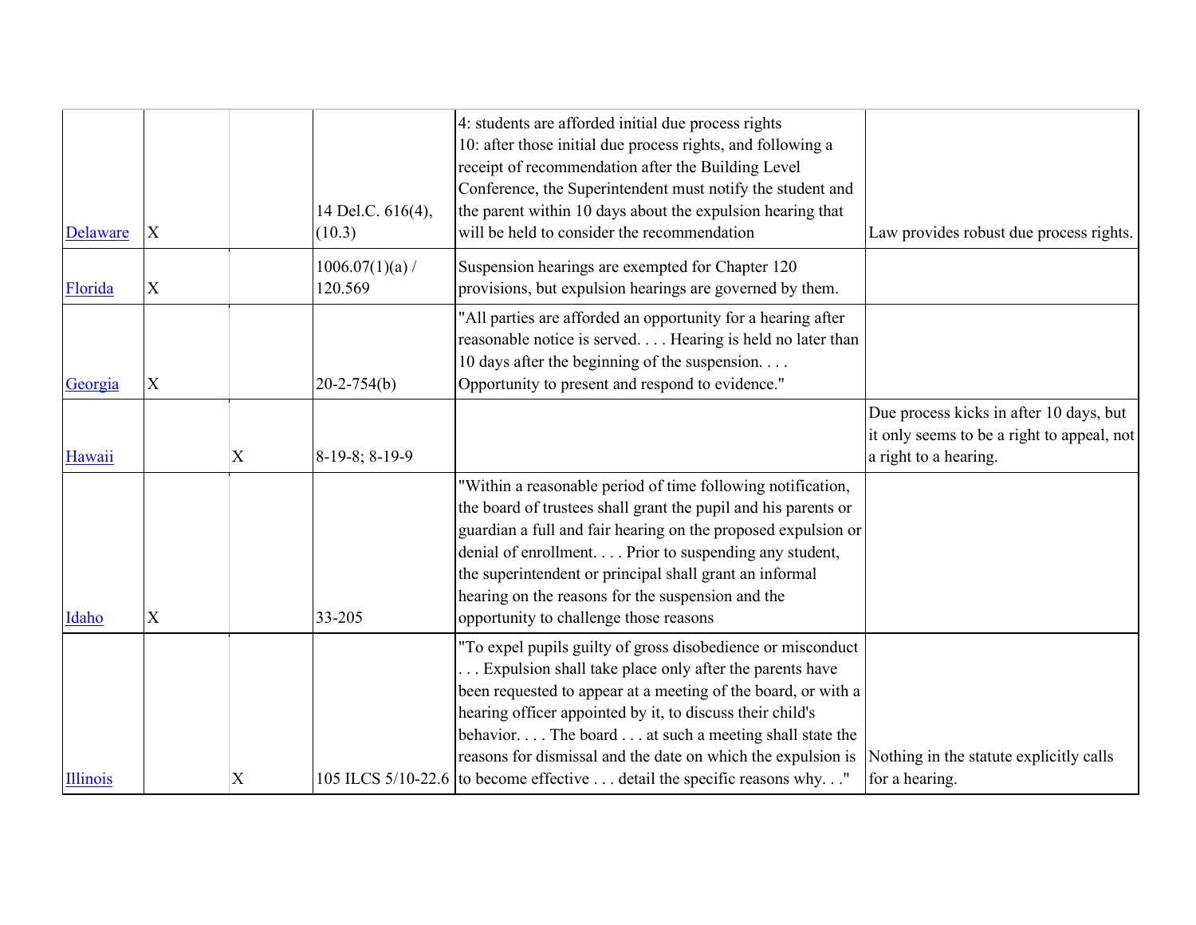| | | | | | |
|---|---|---|---|---|---|
| Delaware | X | | 14 Del.C. 616(4), (10.3) | 4: students are afforded initial due process rights<br>10: after those initial due process rights, and following a receipt of recommendation after the Building Level Conference, the Superintendent must notify the student and the parent within 10 days about the expulsion hearing that will be held to consider the recommendation | Law provides robust due process rights. |
| Florida | X | | 1006.07(1)(a) / 120.569 | Suspension hearings are exempted for Chapter 120 provisions, but expulsion hearings are governed by them. | |
| Georgia | X | | 20-2-754(b) | "All parties are afforded an opportunity for a hearing after reasonable notice is served. . . . Hearing is held no later than 10 days after the beginning of the suspension. . . . Opportunity to present and respond to evidence." | |
| Hawaii | | X | 8-19-8; 8-19-9 | | Due process kicks in after 10 days, but it only seems to be a right to appeal, not a right to a hearing. |
| Idaho | X | | 33-205 | "Within a reasonable period of time following notification, the board of trustees shall grant the pupil and his parents or guardian a full and fair hearing on the proposed expulsion or denial of enrollment. . . . Prior to suspending any student, the superintendent or principal shall grant an informal hearing on the reasons for the suspension and the opportunity to challenge those reasons | |
| Illinois | | X | 105 ILCS 5/10-22.6 | "To expel pupils guilty of gross disobedience or misconduct . . . Expulsion shall take place only after the parents have been requested to appear at a meeting of the board, or with a hearing officer appointed by it, to discuss their child's behavior. . . . The board . . . at such a meeting shall state the reasons for dismissal and the date on which the expulsion is to become effective . . . detail the specific reasons why. . ." | Nothing in the statute explicitly calls for a hearing. |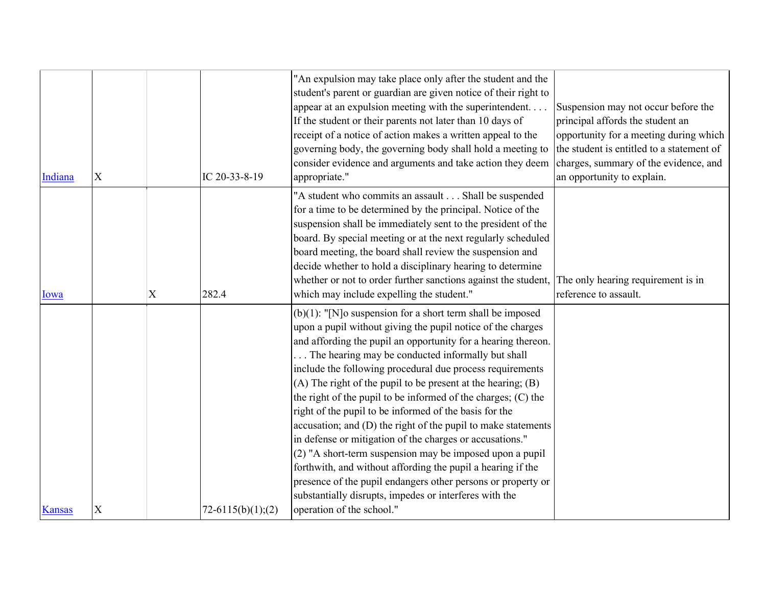| | | | | | |
|---|---|---|---|---|---|
| Indiana | X | | IC 20-33-8-19 | "An expulsion may take place only after the student and the student's parent or guardian are given notice of their right to appear at an expulsion meeting with the superintendent. . . . If the student or their parents not later than 10 days of receipt of a notice of action makes a written appeal to the governing body, the governing body shall hold a meeting to consider evidence and arguments and take action they deem appropriate." | Suspension may not occur before the principal affords the student an opportunity for a meeting during which the student is entitled to a statement of charges, summary of the evidence, and an opportunity to explain. |
| Iowa | | X | 282.4 | "A student who commits an assault . . . Shall be suspended for a time to be determined by the principal. Notice of the suspension shall be immediately sent to the president of the board. By special meeting or at the next regularly scheduled board meeting, the board shall review the suspension and decide whether to hold a disciplinary hearing to determine whether or not to order further sanctions against the student, which may include expelling the student." | The only hearing requirement is in reference to assault. |
| Kansas | X | | 72-6115(b)(1);(2) | (b)(1): "[N]o suspension for a short term shall be imposed upon a pupil without giving the pupil notice of the charges and affording the pupil an opportunity for a hearing thereon. . . . The hearing may be conducted informally but shall include the following procedural due process requirements (A) The right of the pupil to be present at the hearing; (B) the right of the pupil to be informed of the charges; (C) the right of the pupil to be informed of the basis for the accusation; and (D) the right of the pupil to make statements in defense or mitigation of the charges or accusations." (2) "A short-term suspension may be imposed upon a pupil forthwith, and without affording the pupil a hearing if the presence of the pupil endangers other persons or property or substantially disrupts, impedes or interferes with the operation of the school." | |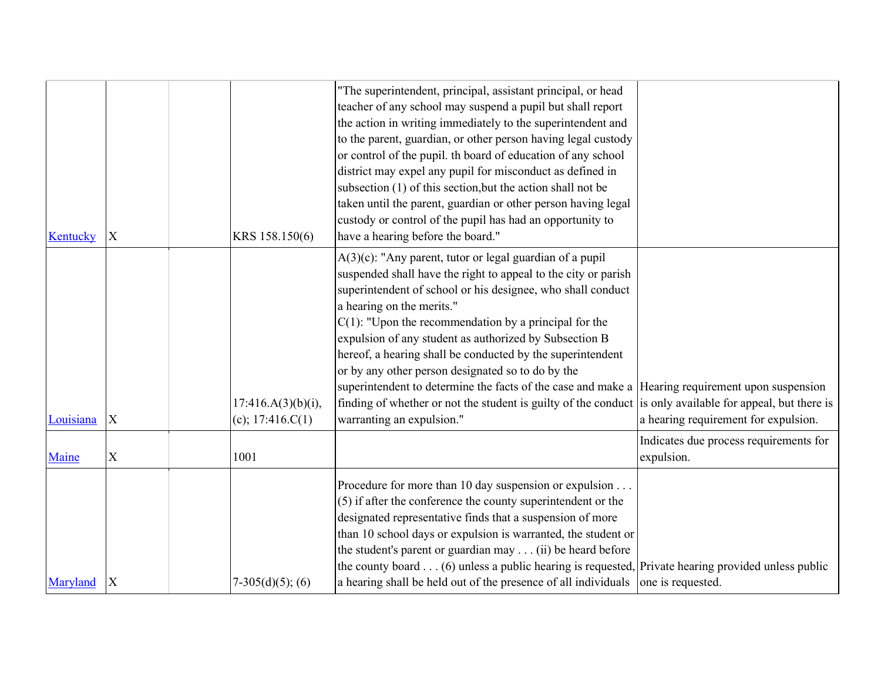| | | | | | |
|---|---|---|---|---|---|
| Kentucky | X | | KRS 158.150(6) | "The superintendent, principal, assistant principal, or head teacher of any school may suspend a pupil but shall report the action in writing immediately to the superintendent and to the parent, guardian, or other person having legal custody or control of the pupil. th board of education of any school district may expel any pupil for misconduct as defined in subsection (1) of this section,but the action shall not be taken until the parent, guardian or other person having legal custody or control of the pupil has had an opportunity to have a hearing before the board." | |
| Louisiana | X | | 17:416.A(3)(b)(i), (c); 17:416.C(1) | A(3)(c): "Any parent, tutor or legal guardian of a pupil suspended shall have the right to appeal to the city or parish superintendent of school or his designee, who shall conduct a hearing on the merits." C(1): "Upon the recommendation by a principal for the expulsion of any student as authorized by Subsection B hereof, a hearing shall be conducted by the superintendent or by any other person designated so to do by the superintendent to determine the facts of the case and make a finding of whether or not the student is guilty of the conduct warranting an expulsion." | Hearing requirement upon suspension is only available for appeal, but there is a hearing requirement for expulsion. |
| Maine | X | | 1001 | | Indicates due process requirements for expulsion. |
| Maryland | X | | 7-305(d)(5); (6) | Procedure for more than 10 day suspension or expulsion . . . (5) if after the conference the county superintendent or the designated representative finds that a suspension of more than 10 school days or expulsion is warranted, the student or the student's parent or guardian may . . . (ii) be heard before the county board . . . (6) unless a public hearing is requested, a hearing shall be held out of the presence of all individuals | Private hearing provided unless public one is requested. |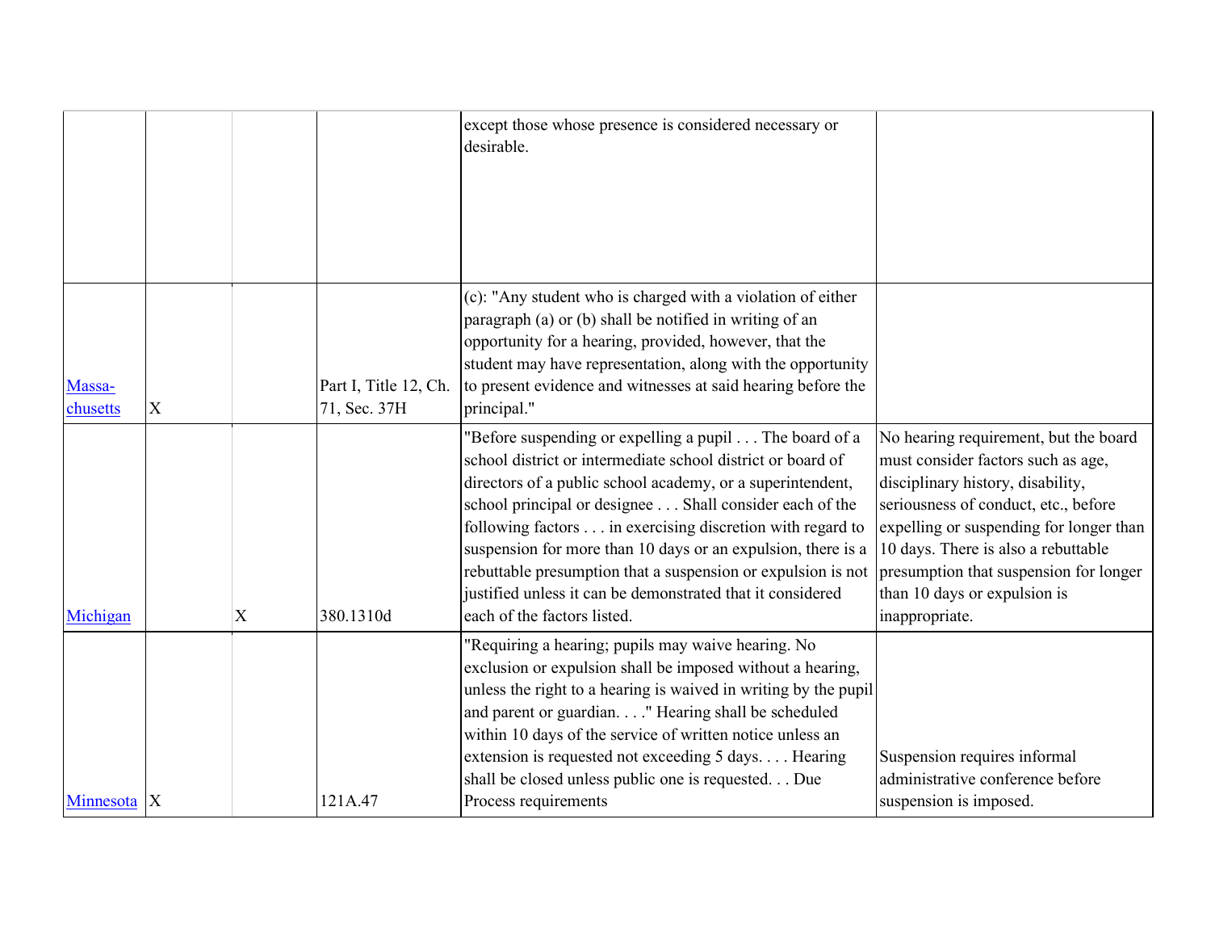| | | | | | |
|---|---|---|---|---|---|
| | | | | except those whose presence is considered necessary or desirable. | |
| Massa-chusetts | X | | Part I, Title 12, Ch. 71, Sec. 37H | (c): "Any student who is charged with a violation of either paragraph (a) or (b) shall be notified in writing of an opportunity for a hearing, provided, however, that the student may have representation, along with the opportunity to present evidence and witnesses at said hearing before the principal." | |
| Michigan | | X | 380.1310d | "Before suspending or expelling a pupil . . . The board of a school district or intermediate school district or board of directors of a public school academy, or a superintendent, school principal or designee . . . Shall consider each of the following factors . . . in exercising discretion with regard to suspension for more than 10 days or an expulsion, there is a rebuttable presumption that a suspension or expulsion is not justified unless it can be demonstrated that it considered each of the factors listed. | No hearing requirement, but the board must consider factors such as age, disciplinary history, disability, seriousness of conduct, etc., before expelling or suspending for longer than 10 days. There is also a rebuttable presumption that suspension for longer than 10 days or expulsion is inappropriate. |
| Minnesota | X | | 121A.47 | "Requiring a hearing; pupils may waive hearing. No exclusion or expulsion shall be imposed without a hearing, unless the right to a hearing is waived in writing by the pupil and parent or guardian. . . ." Hearing shall be scheduled within 10 days of the service of written notice unless an extension is requested not exceeding 5 days. . . . Hearing shall be closed unless public one is requested. . . Due Process requirements | Suspension requires informal administrative conference before suspension is imposed. |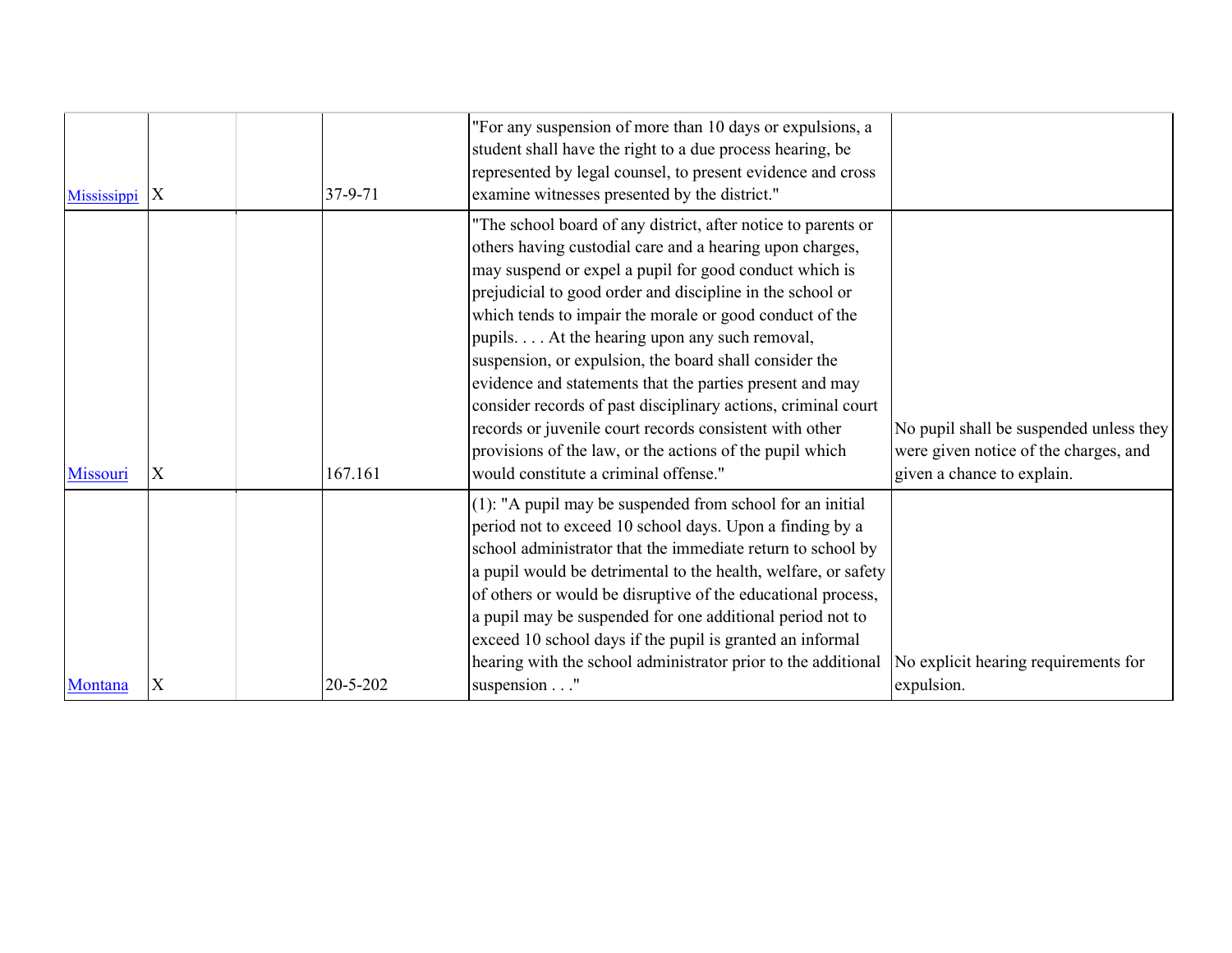| | | | | | |
|---|---|---|---|---|---|
| Mississippi | X | | 37-9-71 | "For any suspension of more than 10 days or expulsions, a student shall have the right to a due process hearing, be represented by legal counsel, to present evidence and cross examine witnesses presented by the district." | |
| Missouri | X | | 167.161 | "The school board of any district, after notice to parents or others having custodial care and a hearing upon charges, may suspend or expel a pupil for good conduct which is prejudicial to good order and discipline in the school or which tends to impair the morale or good conduct of the pupils. . . . At the hearing upon any such removal, suspension, or expulsion, the board shall consider the evidence and statements that the parties present and may consider records of past disciplinary actions, criminal court records or juvenile court records consistent with other provisions of the law, or the actions of the pupil which would constitute a criminal offense." | No pupil shall be suspended unless they were given notice of the charges, and given a chance to explain. |
| Montana | X | | 20-5-202 | (1): "A pupil may be suspended from school for an initial period not to exceed 10 school days. Upon a finding by a school administrator that the immediate return to school by a pupil would be detrimental to the health, welfare, or safety of others or would be disruptive of the educational process, a pupil may be suspended for one additional period not to exceed 10 school days if the pupil is granted an informal hearing with the school administrator prior to the additional suspension . . ." | No explicit hearing requirements for expulsion. |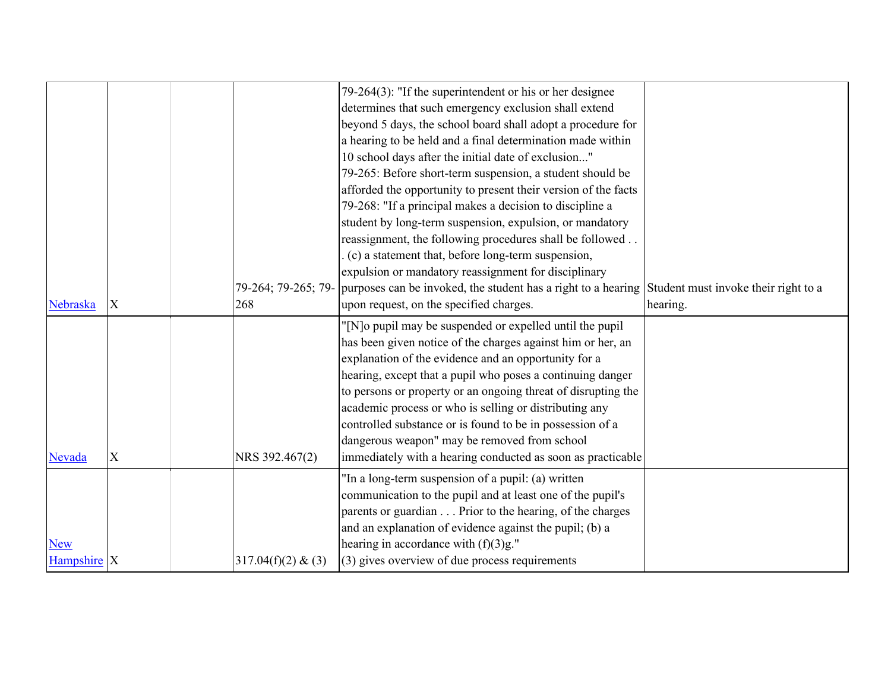| | | | | | |
|---|---|---|---|---|---|
| [Nebraska](#) | X | | 79-264; 79-265; 79-268 | 79-264(3): "If the superintendent or his or her designee determines that such emergency exclusion shall extend beyond 5 days, the school board shall adopt a procedure for a hearing to be held and a final determination made within 10 school days after the initial date of exclusion..." 79-265: Before short-term suspension, a student should be afforded the opportunity to present their version of the facts 79-268: "If a principal makes a decision to discipline a student by long-term suspension, expulsion, or mandatory reassignment, the following procedures shall be followed . . . (c) a statement that, before long-term suspension, expulsion or mandatory reassignment for disciplinary purposes can be invoked, the student has a right to a hearing upon request, on the specified charges. | Student must invoke their right to a hearing. |
| [Nevada](#) | X | | NRS 392.467(2) | "[N]o pupil may be suspended or expelled until the pupil has been given notice of the charges against him or her, an explanation of the evidence and an opportunity for a hearing, except that a pupil who poses a continuing danger to persons or property or an ongoing threat of disrupting the academic process or who is selling or distributing any controlled substance or is found to be in possession of a dangerous weapon" may be removed from school immediately with a hearing conducted as soon as practicable | |
| [New Hampshire](#) | X | | 317.04(f)(2) & (3) | "In a long-term suspension of a pupil: (a) written communication to the pupil and at least one of the pupil's parents or guardian . . . Prior to the hearing, of the charges and an explanation of evidence against the pupil; (b) a hearing in accordance with (f)(3)g." (3) gives overview of due process requirements | |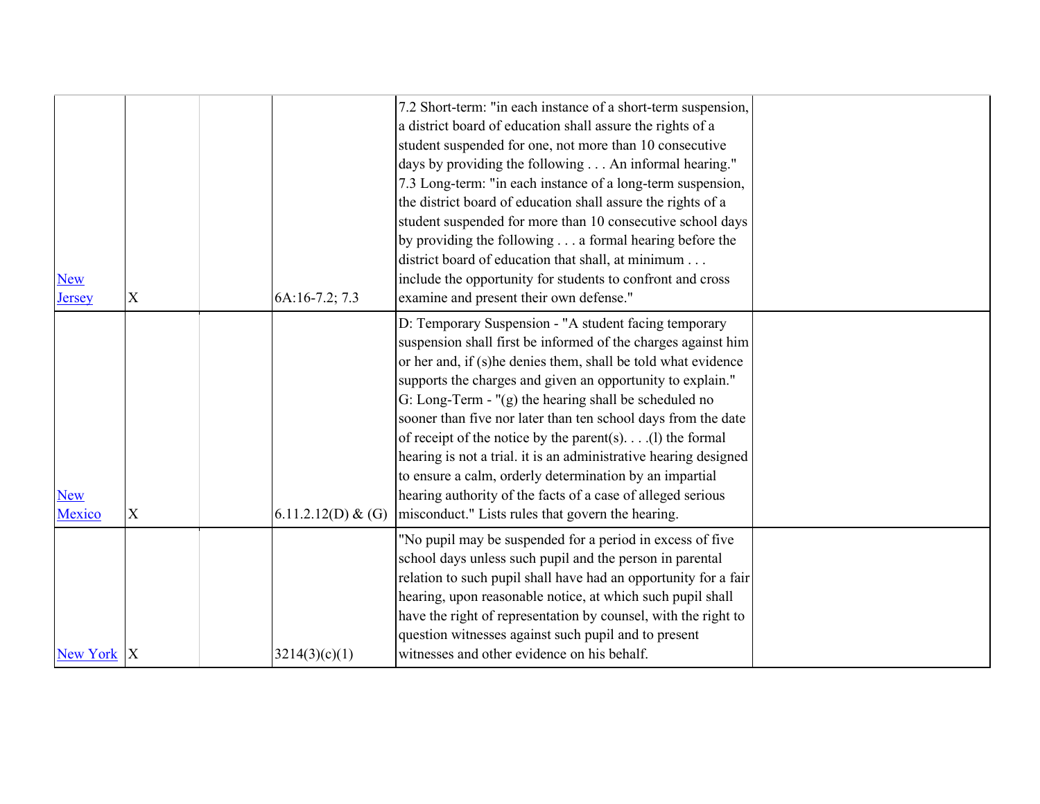| | | | | | |
|---|---|---|---|---|---|
| New Jersey | X | | 6A:16-7.2; 7.3 | 7.2 Short-term: "in each instance of a short-term suspension, a district board of education shall assure the rights of a student suspended for one, not more than 10 consecutive days by providing the following . . . An informal hearing." 7.3 Long-term: "in each instance of a long-term suspension, the district board of education shall assure the rights of a student suspended for more than 10 consecutive school days by providing the following . . . a formal hearing before the district board of education that shall, at minimum . . . include the opportunity for students to confront and cross examine and present their own defense." | |
| New Mexico | X | | 6.11.2.12(D) & (G) | D: Temporary Suspension - "A student facing temporary suspension shall first be informed of the charges against him or her and, if (s)he denies them, shall be told what evidence supports the charges and given an opportunity to explain." G: Long-Term - "(g) the hearing shall be scheduled no sooner than five nor later than ten school days from the date of receipt of the notice by the parent(s). . . .(l) the formal hearing is not a trial. it is an administrative hearing designed to ensure a calm, orderly determination by an impartial hearing authority of the facts of a case of alleged serious misconduct." Lists rules that govern the hearing. | |
| New York | X | | 3214(3)(c)(1) | "No pupil may be suspended for a period in excess of five school days unless such pupil and the person in parental relation to such pupil shall have had an opportunity for a fair hearing, upon reasonable notice, at which such pupil shall have the right of representation by counsel, with the right to question witnesses against such pupil and to present witnesses and other evidence on his behalf. | |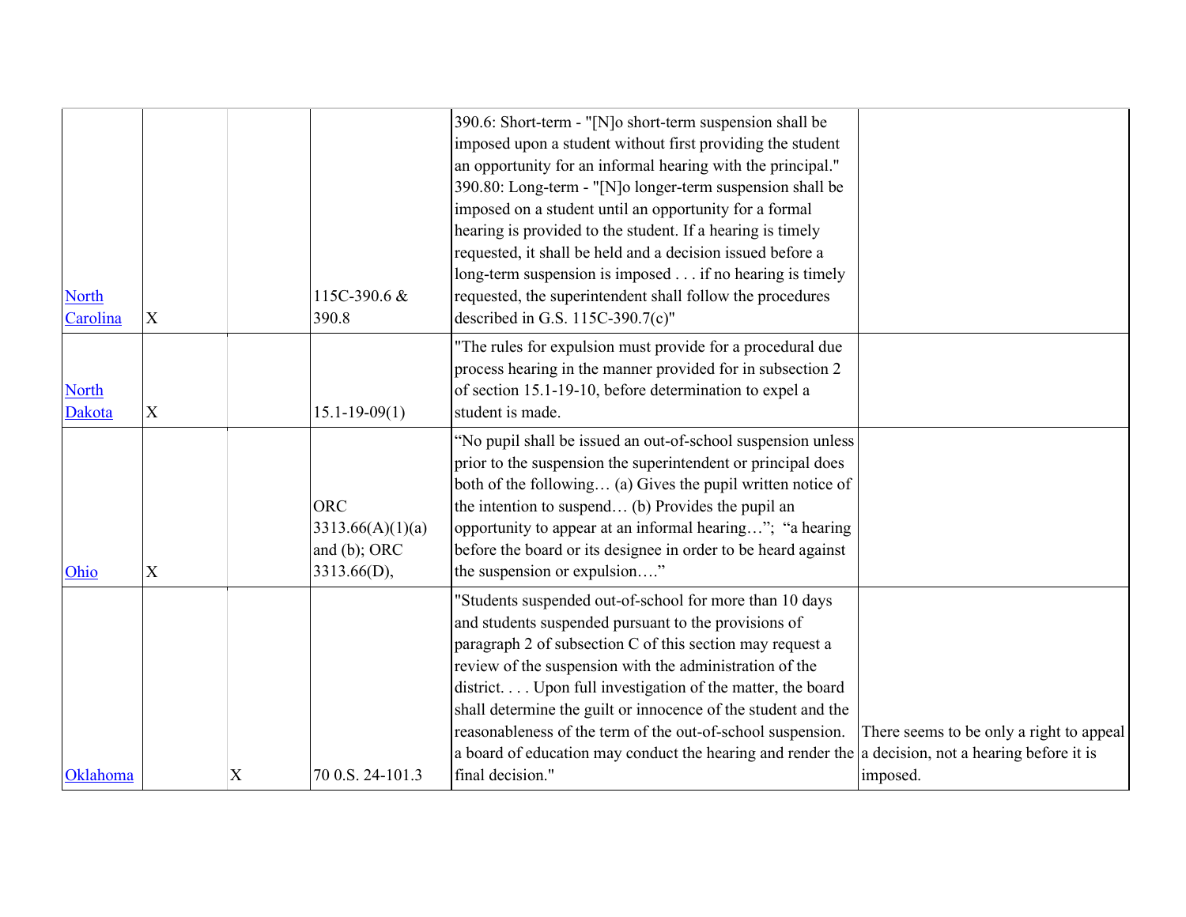| | | | | | |
|---|---|---|---|---|---|
| North Carolina | X | | 115C-390.6 & 390.8 | 390.6: Short-term - "[N]o short-term suspension shall be imposed upon a student without first providing the student an opportunity for an informal hearing with the principal." 390.80: Long-term - "[N]o longer-term suspension shall be imposed on a student until an opportunity for a formal hearing is provided to the student. If a hearing is timely requested, it shall be held and a decision issued before a long-term suspension is imposed . . . if no hearing is timely requested, the superintendent shall follow the procedures described in G.S. 115C-390.7(c)" | |
| North Dakota | X | | 15.1-19-09(1) | "The rules for expulsion must provide for a procedural due process hearing in the manner provided for in subsection 2 of section 15.1-19-10, before determination to expel a student is made. | |
| Ohio | X | | ORC 3313.66(A)(1)(a) and (b); ORC 3313.66(D), | "No pupil shall be issued an out-of-school suspension unless prior to the suspension the superintendent or principal does both of the following… (a) Gives the pupil written notice of the intention to suspend… (b) Provides the pupil an opportunity to appear at an informal hearing…"; "a hearing before the board or its designee in order to be heard against the suspension or expulsion…." | |
| Oklahoma | | X | 70 0.S. 24-101.3 | "Students suspended out-of-school for more than 10 days and students suspended pursuant to the provisions of paragraph 2 of subsection C of this section may request a review of the suspension with the administration of the district. . . . Upon full investigation of the matter, the board shall determine the guilt or innocence of the student and the reasonableness of the term of the out-of-school suspension. a board of education may conduct the hearing and render the final decision." | There seems to be only a right to appeal a decision, not a hearing before it is imposed. |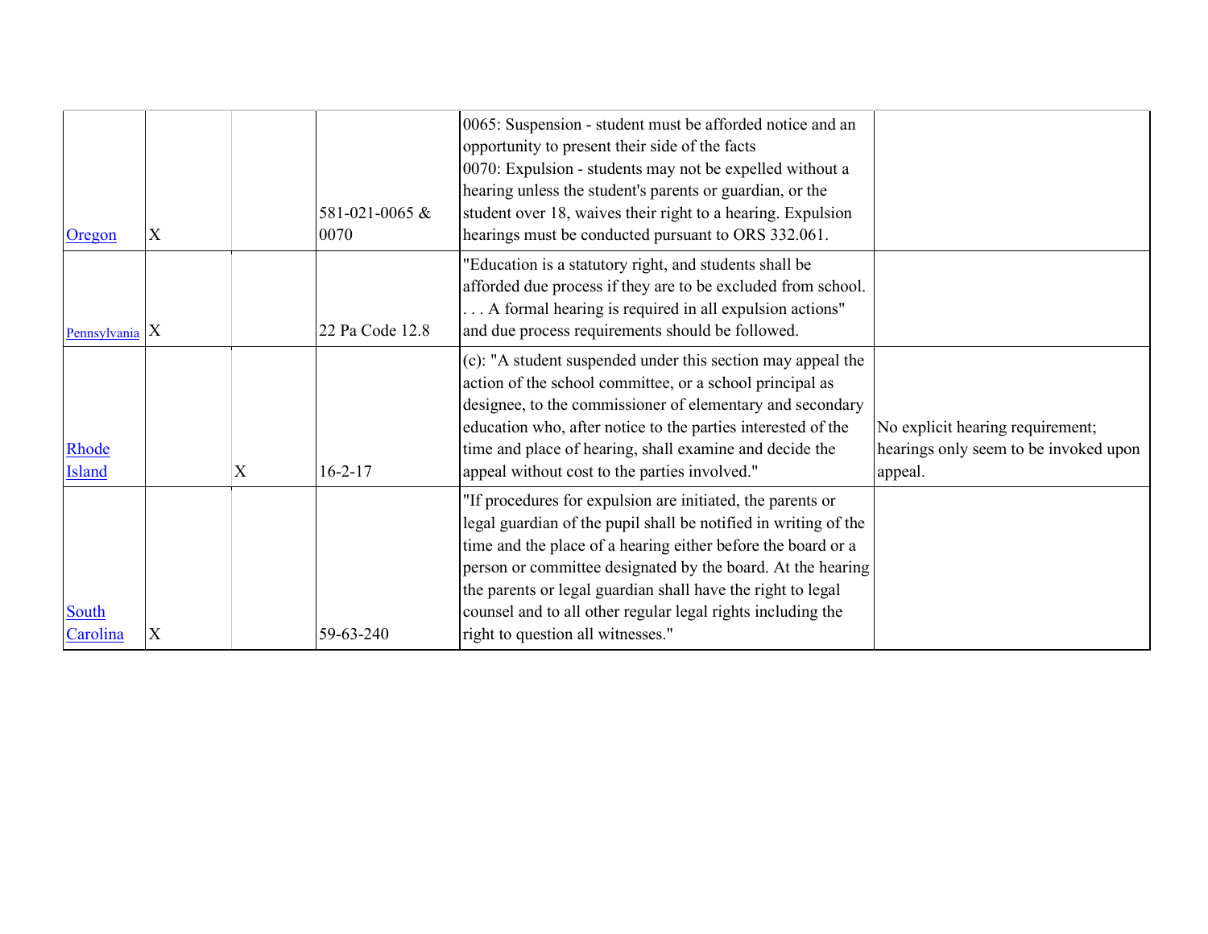| | | | | | |
|---|---|---|---|---|---|
| Oregon | X | | 581-021-0065 & 0070 | 0065: Suspension - student must be afforded notice and an opportunity to present their side of the facts<br>0070: Expulsion - students may not be expelled without a hearing unless the student's parents or guardian, or the student over 18, waives their right to a hearing. Expulsion hearings must be conducted pursuant to ORS 332.061. | |
| Pennsylvania | X | | 22 Pa Code 12.8 | "Education is a statutory right, and students shall be afforded due process if they are to be excluded from school. . . . A formal hearing is required in all expulsion actions" and due process requirements should be followed. | |
| Rhode Island | | X | 16-2-17 | (c): "A student suspended under this section may appeal the action of the school committee, or a school principal as designee, to the commissioner of elementary and secondary education who, after notice to the parties interested of the time and place of hearing, shall examine and decide the appeal without cost to the parties involved." | No explicit hearing requirement; hearings only seem to be invoked upon appeal. |
| South Carolina | X | | 59-63-240 | "If procedures for expulsion are initiated, the parents or legal guardian of the pupil shall be notified in writing of the time and the place of a hearing either before the board or a person or committee designated by the board. At the hearing the parents or legal guardian shall have the right to legal counsel and to all other regular legal rights including the right to question all witnesses." | |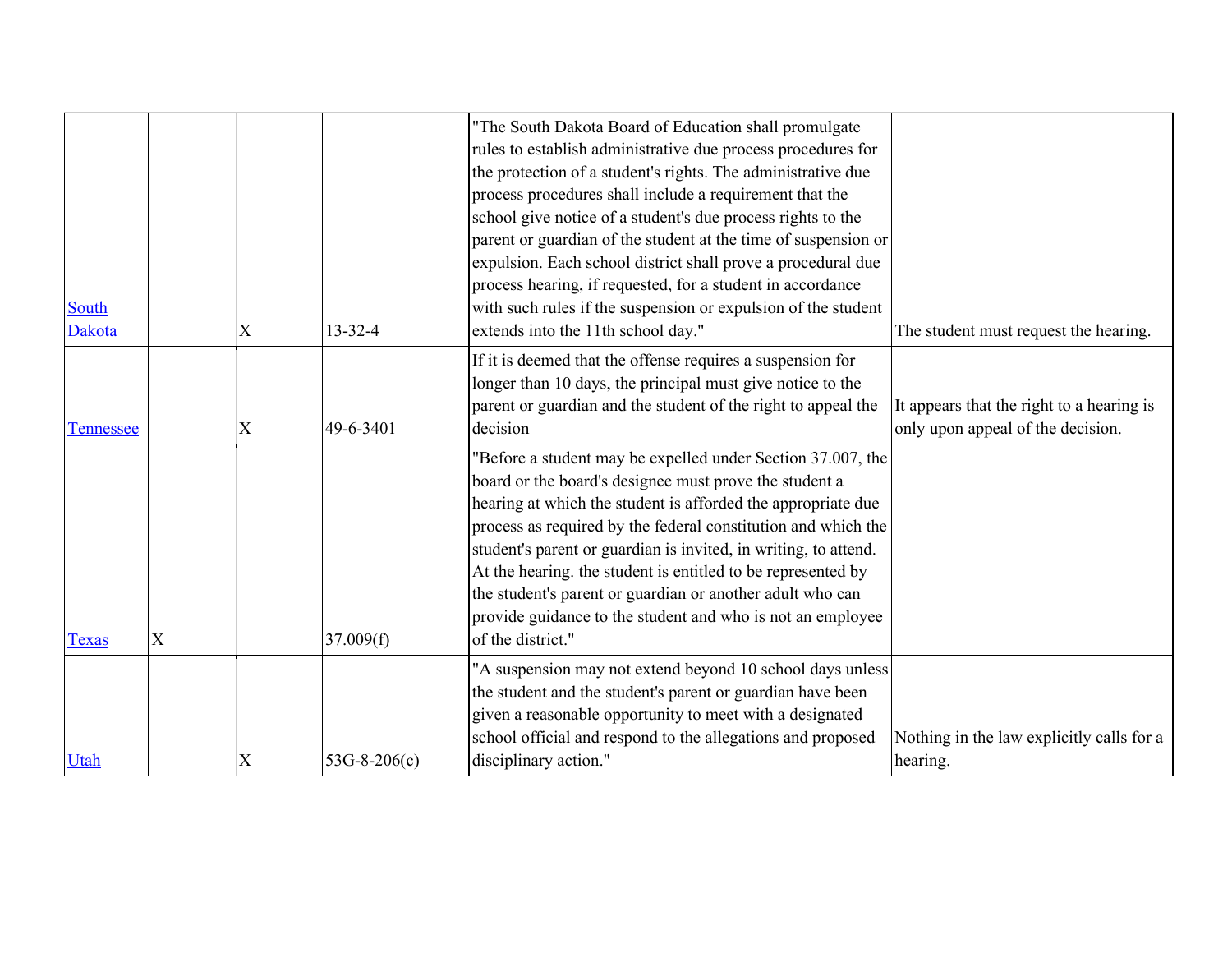| | | | | | |
|---|---|---|---|---|---|
| South Dakota | | X | 13-32-4 | "The South Dakota Board of Education shall promulgate rules to establish administrative due process procedures for the protection of a student's rights. The administrative due process procedures shall include a requirement that the school give notice of a student's due process rights to the parent or guardian of the student at the time of suspension or expulsion. Each school district shall prove a procedural due process hearing, if requested, for a student in accordance with such rules if the suspension or expulsion of the student extends into the 11th school day." | The student must request the hearing. |
| Tennessee | | X | 49-6-3401 | If it is deemed that the offense requires a suspension for longer than 10 days, the principal must give notice to the parent or guardian and the student of the right to appeal the decision | It appears that the right to a hearing is only upon appeal of the decision. |
| Texas | X | | 37.009(f) | "Before a student may be expelled under Section 37.007, the board or the board's designee must prove the student a hearing at which the student is afforded the appropriate due process as required by the federal constitution and which the student's parent or guardian is invited, in writing, to attend. At the hearing. the student is entitled to be represented by the student's parent or guardian or another adult who can provide guidance to the student and who is not an employee of the district." | |
| Utah | | X | 53G-8-206(c) | "A suspension may not extend beyond 10 school days unless the student and the student's parent or guardian have been given a reasonable opportunity to meet with a designated school official and respond to the allegations and proposed disciplinary action." | Nothing in the law explicitly calls for a hearing. |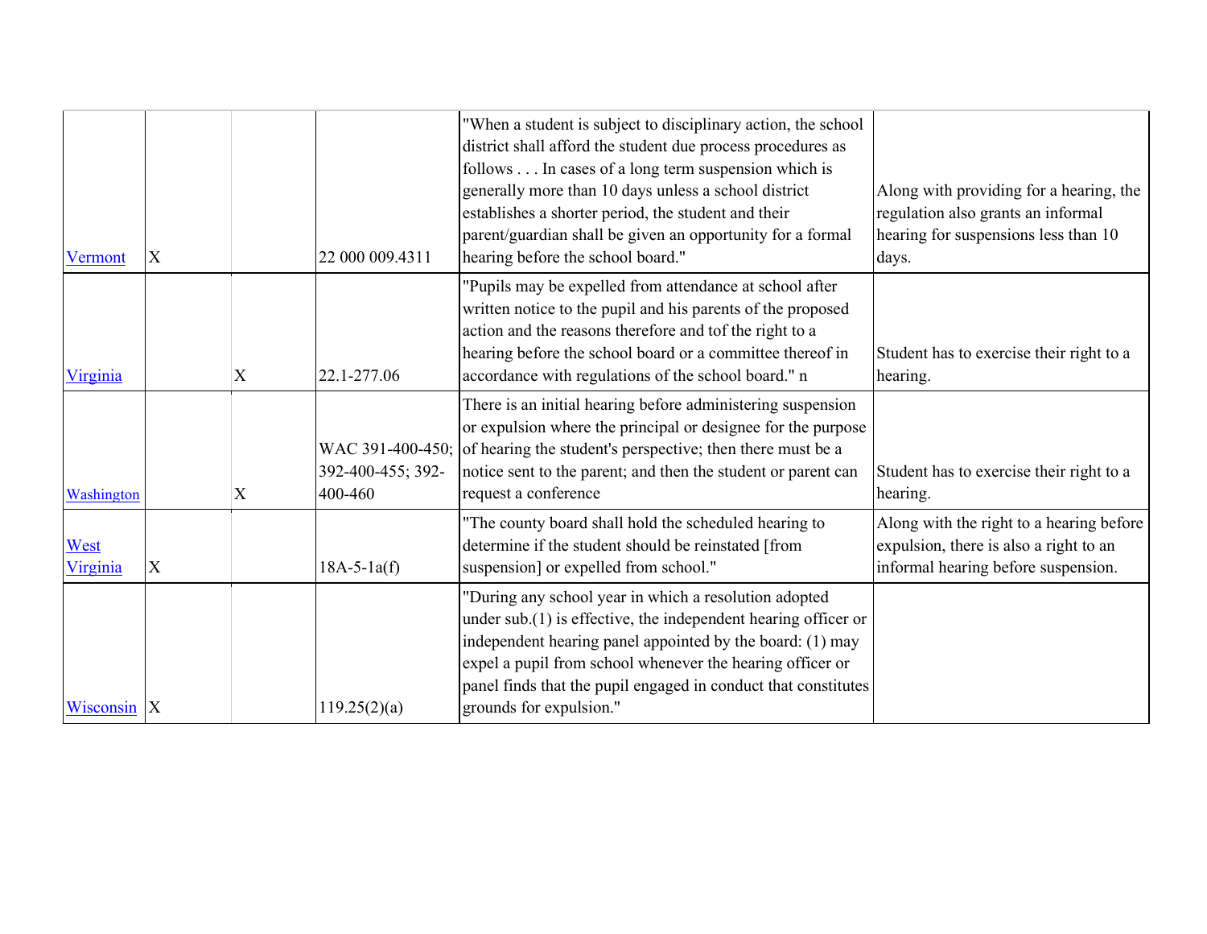| | | | | | |
|---|---|---|---|---|---|
| Vermont | X | | 22 000 009.4311 | "When a student is subject to disciplinary action, the school district shall afford the student due process procedures as follows . . . In cases of a long term suspension which is generally more than 10 days unless a school district establishes a shorter period, the student and their parent/guardian shall be given an opportunity for a formal hearing before the school board." | Along with providing for a hearing, the regulation also grants an informal hearing for suspensions less than 10 days. |
| Virginia | | X | 22.1-277.06 | "Pupils may be expelled from attendance at school after written notice to the pupil and his parents of the proposed action and the reasons therefore and tof the right to a hearing before the school board or a committee thereof in accordance with regulations of the school board." n | Student has to exercise their right to a hearing. |
| Washington | | X | WAC 391-400-450; 392-400-455; 392-400-460 | There is an initial hearing before administering suspension or expulsion where the principal or designee for the purpose of hearing the student's perspective; then there must be a notice sent to the parent; and then the student or parent can request a conference | Student has to exercise their right to a hearing. |
| West Virginia | X | | 18A-5-1a(f) | "The county board shall hold the scheduled hearing to determine if the student should be reinstated [from suspension] or expelled from school." | Along with the right to a hearing before expulsion, there is also a right to an informal hearing before suspension. |
| Wisconsin | X | | 119.25(2)(a) | "During any school year in which a resolution adopted under sub.(1) is effective, the independent hearing officer or independent hearing panel appointed by the board: (1) may expel a pupil from school whenever the hearing officer or panel finds that the pupil engaged in conduct that constitutes grounds for expulsion." | |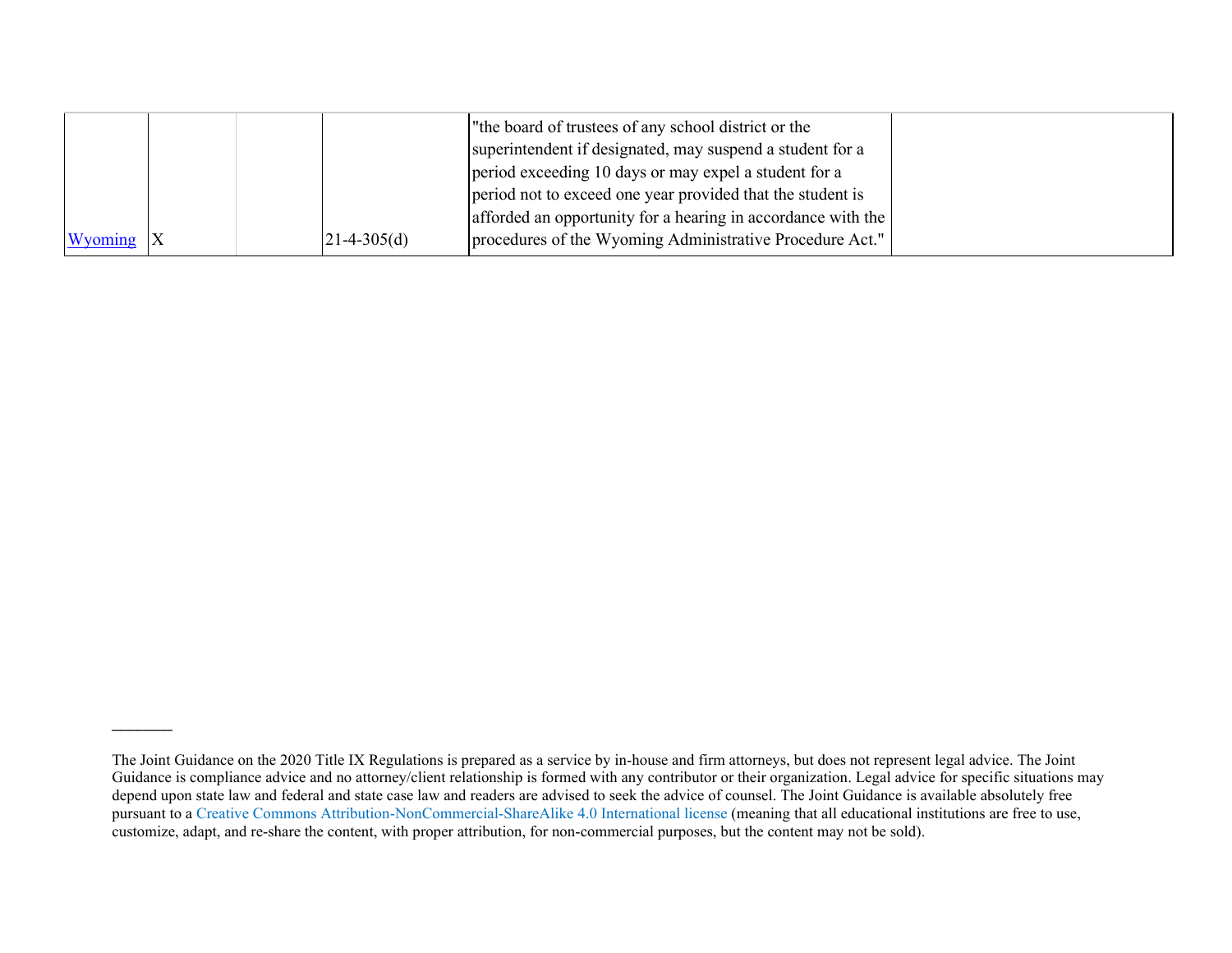| | | | | | |
|---|---|---|---|---|---|
| Wyoming | X | | 21-4-305(d) | "the board of trustees of any school district or the superintendent if designated, may suspend a student for a period exceeding 10 days or may expel a student for a period not to exceed one year provided that the student is afforded an opportunity for a hearing in accordance with the procedures of the Wyoming Administrative Procedure Act." | |

The Joint Guidance on the 2020 Title IX Regulations is prepared as a service by in-house and firm attorneys, but does not represent legal advice. The Joint Guidance is compliance advice and no attorney/client relationship is formed with any contributor or their organization. Legal advice for specific situations may depend upon state law and federal and state case law and readers are advised to seek the advice of counsel. The Joint Guidance is available absolutely free pursuant to a Creative Commons Attribution-NonCommercial-ShareAlike 4.0 International license (meaning that all educational institutions are free to use, customize, adapt, and re-share the content, with proper attribution, for non-commercial purposes, but the content may not be sold).